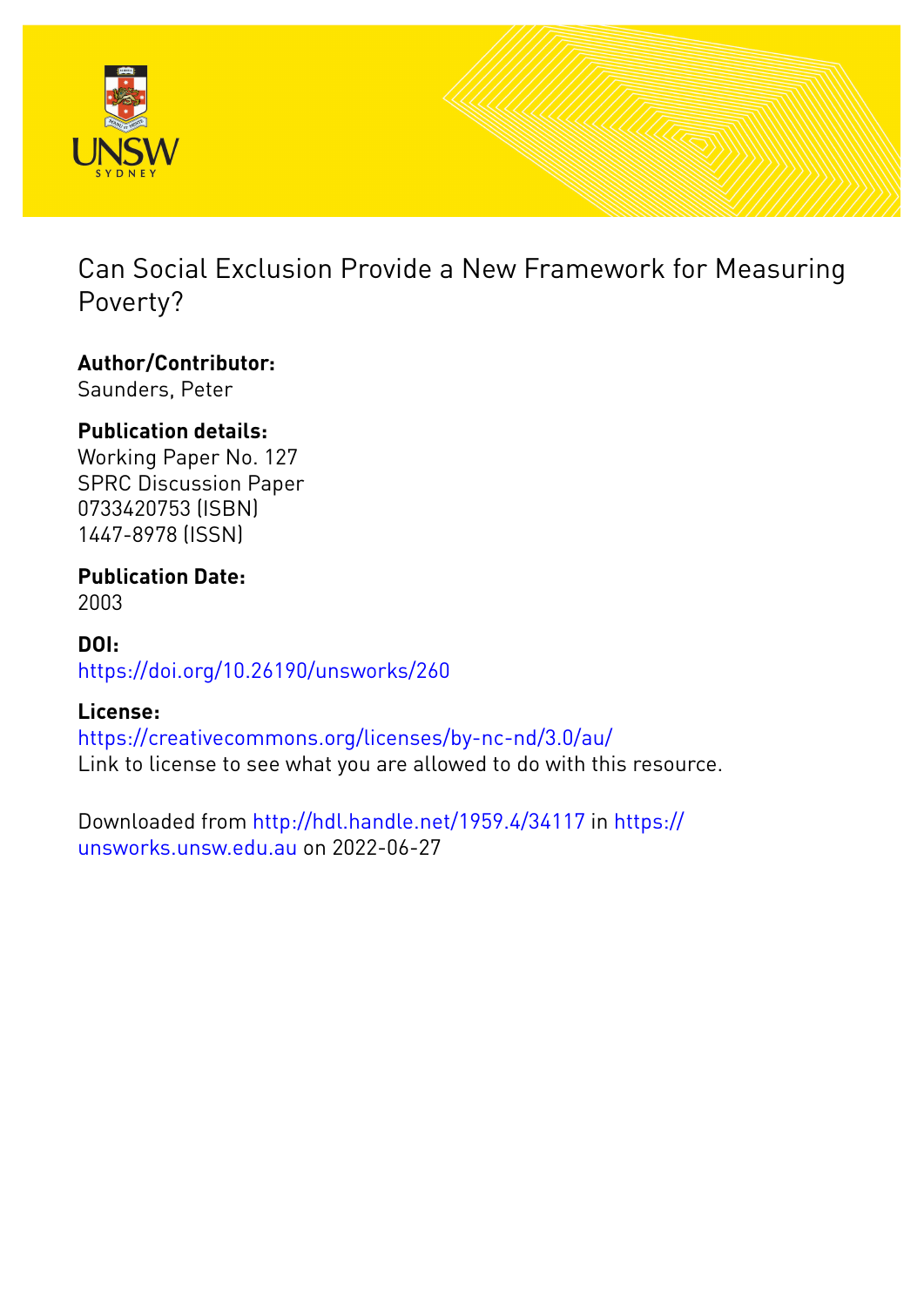# Can Social Exclusion Provide a New Framework for Measuring Poverty?

**Author/Contributor:**
Saunders, Peter

**Publication details:**
Working Paper No. 127
SPRC Discussion Paper
0733420753 (ISBN)
1447-8978 (ISSN)

**Publication Date:**
2003

**DOI:**
https://doi.org/10.26190/unsworks/260

**License:**
https://creativecommons.org/licenses/by-nc-nd/3.0/au/
Link to license to see what you are allowed to do with this resource.

Downloaded from http://hdl.handle.net/1959.4/34117 in https://unsworks.unsw.edu.au on 2022-06-27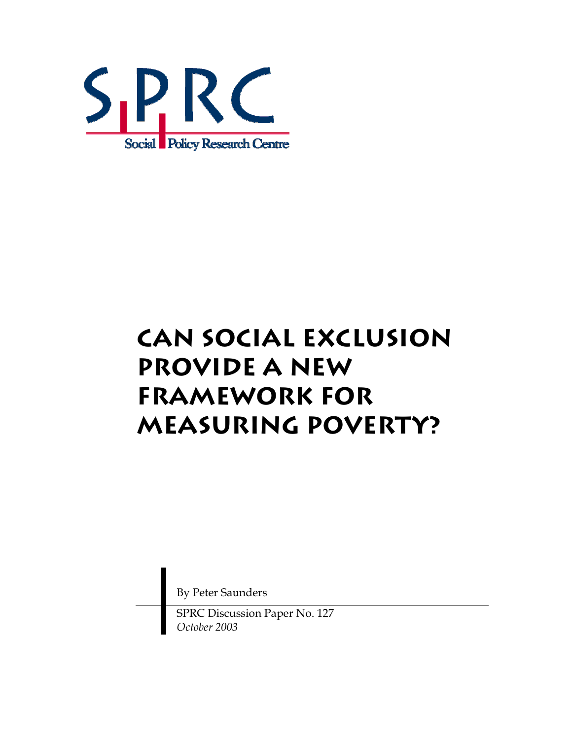Social Policy Research Centre

# CAN SOCIAL EXCLUSION PROVIDE A NEW FRAMEWORK FOR MEASURING POVERTY?

By Peter Saunders

SPRC Discussion Paper No. 127
*October 2003*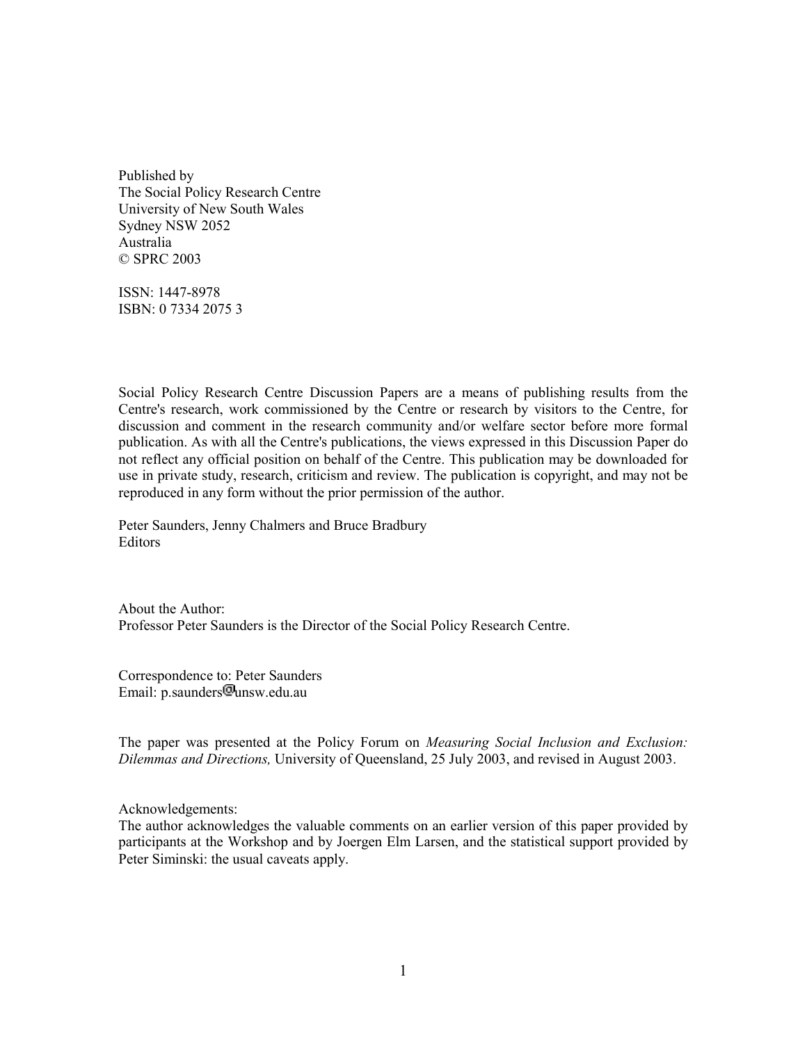Published by
The Social Policy Research Centre
University of New South Wales
Sydney NSW 2052
Australia
© SPRC 2003

ISSN: 1447-8978
ISBN: 0 7334 2075 3

Social Policy Research Centre Discussion Papers are a means of publishing results from the Centre's research, work commissioned by the Centre or research by visitors to the Centre, for discussion and comment in the research community and/or welfare sector before more formal publication. As with all the Centre's publications, the views expressed in this Discussion Paper do not reflect any official position on behalf of the Centre. This publication may be downloaded for use in private study, research, criticism and review. The publication is copyright, and may not be reproduced in any form without the prior permission of the author.

Peter Saunders, Jenny Chalmers and Bruce Bradbury
Editors

About the Author:
Professor Peter Saunders is the Director of the Social Policy Research Centre.

Correspondence to: Peter Saunders
Email: p.saunders@unsw.edu.au

The paper was presented at the Policy Forum on *Measuring Social Inclusion and Exclusion: Dilemmas and Directions,* University of Queensland, 25 July 2003, and revised in August 2003.

Acknowledgements:
The author acknowledges the valuable comments on an earlier version of this paper provided by participants at the Workshop and by Joergen Elm Larsen, and the statistical support provided by Peter Siminski: the usual caveats apply.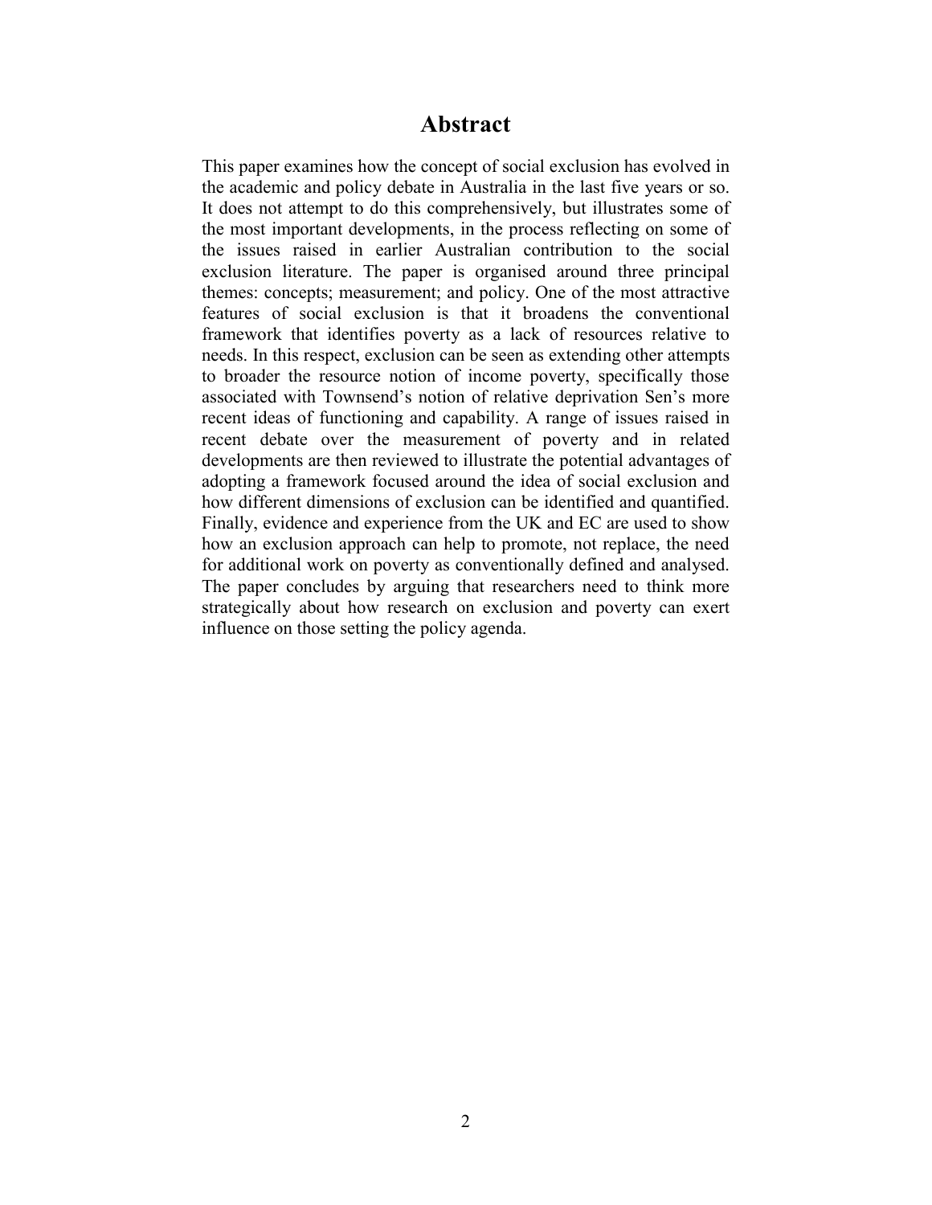# Abstract

This paper examines how the concept of social exclusion has evolved in the academic and policy debate in Australia in the last five years or so. It does not attempt to do this comprehensively, but illustrates some of the most important developments, in the process reflecting on some of the issues raised in earlier Australian contribution to the social exclusion literature. The paper is organised around three principal themes: concepts; measurement; and policy. One of the most attractive features of social exclusion is that it broadens the conventional framework that identifies poverty as a lack of resources relative to needs. In this respect, exclusion can be seen as extending other attempts to broader the resource notion of income poverty, specifically those associated with Townsend's notion of relative deprivation Sen's more recent ideas of functioning and capability. A range of issues raised in recent debate over the measurement of poverty and in related developments are then reviewed to illustrate the potential advantages of adopting a framework focused around the idea of social exclusion and how different dimensions of exclusion can be identified and quantified. Finally, evidence and experience from the UK and EC are used to show how an exclusion approach can help to promote, not replace, the need for additional work on poverty as conventionally defined and analysed. The paper concludes by arguing that researchers need to think more strategically about how research on exclusion and poverty can exert influence on those setting the policy agenda.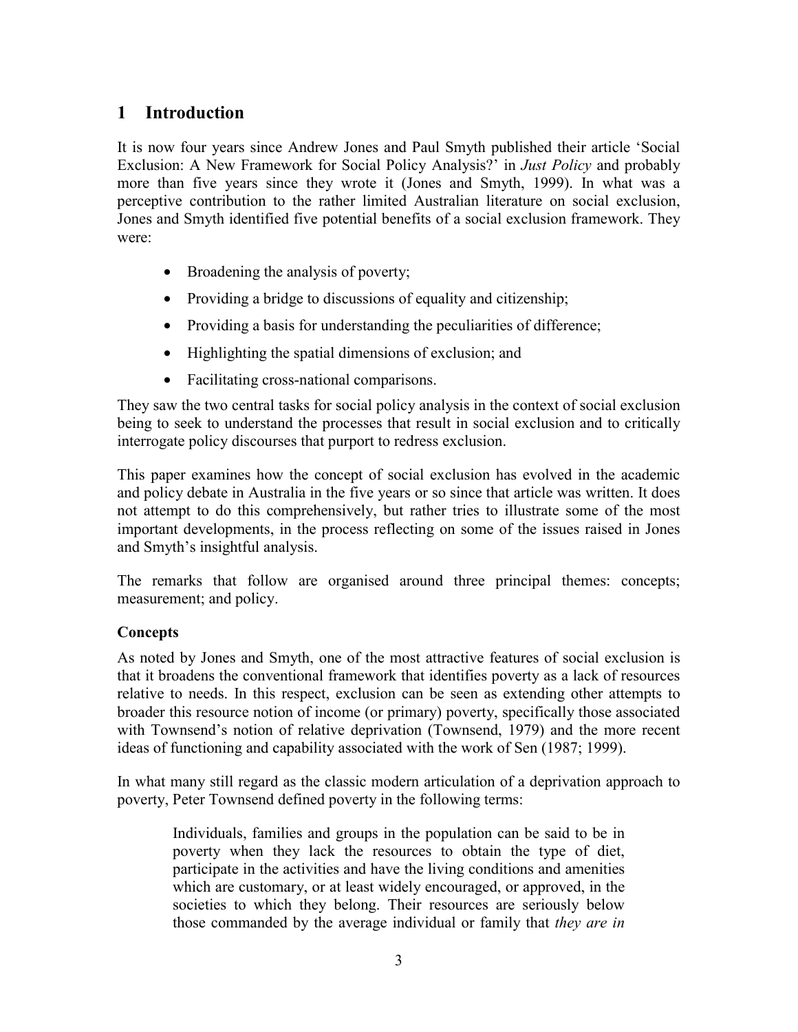# 1 Introduction

It is now four years since Andrew Jones and Paul Smyth published their article 'Social Exclusion: A New Framework for Social Policy Analysis?' in *Just Policy* and probably more than five years since they wrote it (Jones and Smyth, 1999). In what was a perceptive contribution to the rather limited Australian literature on social exclusion, Jones and Smyth identified five potential benefits of a social exclusion framework. They were:

- Broadening the analysis of poverty;
- Providing a bridge to discussions of equality and citizenship;
- Providing a basis for understanding the peculiarities of difference;
- Highlighting the spatial dimensions of exclusion; and
- Facilitating cross-national comparisons.

They saw the two central tasks for social policy analysis in the context of social exclusion being to seek to understand the processes that result in social exclusion and to critically interrogate policy discourses that purport to redress exclusion.

This paper examines how the concept of social exclusion has evolved in the academic and policy debate in Australia in the five years or so since that article was written. It does not attempt to do this comprehensively, but rather tries to illustrate some of the most important developments, in the process reflecting on some of the issues raised in Jones and Smyth's insightful analysis.

The remarks that follow are organised around three principal themes: concepts; measurement; and policy.

### Concepts

As noted by Jones and Smyth, one of the most attractive features of social exclusion is that it broadens the conventional framework that identifies poverty as a lack of resources relative to needs. In this respect, exclusion can be seen as extending other attempts to broader this resource notion of income (or primary) poverty, specifically those associated with Townsend's notion of relative deprivation (Townsend, 1979) and the more recent ideas of functioning and capability associated with the work of Sen (1987; 1999).

In what many still regard as the classic modern articulation of a deprivation approach to poverty, Peter Townsend defined poverty in the following terms:

> Individuals, families and groups in the population can be said to be in poverty when they lack the resources to obtain the type of diet, participate in the activities and have the living conditions and amenities which are customary, or at least widely encouraged, or approved, in the societies to which they belong. Their resources are seriously below those commanded by the average individual or family that *they are in*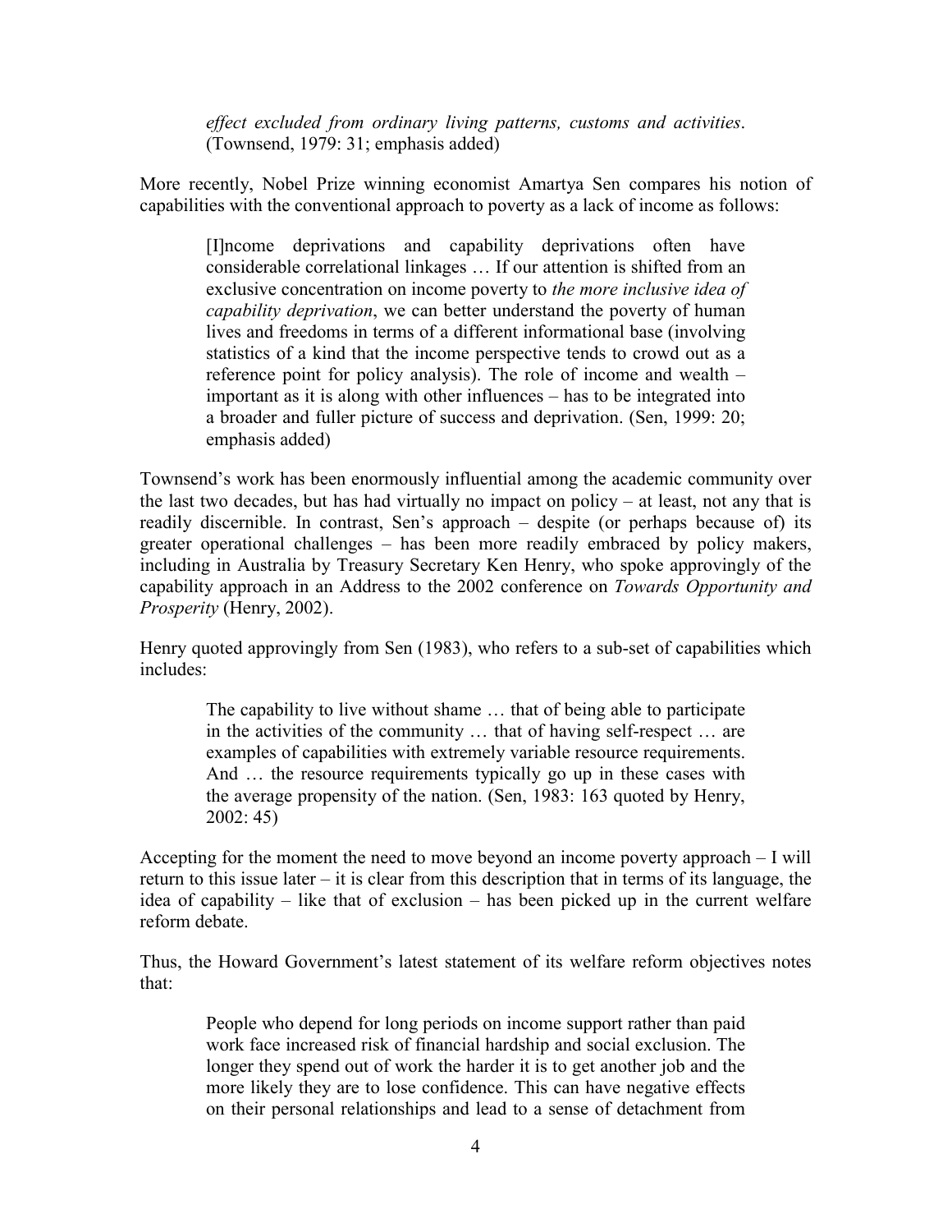> *effect excluded from ordinary living patterns, customs and activities*. (Townsend, 1979: 31; emphasis added)

More recently, Nobel Prize winning economist Amartya Sen compares his notion of capabilities with the conventional approach to poverty as a lack of income as follows:

> [I]ncome deprivations and capability deprivations often have considerable correlational linkages … If our attention is shifted from an exclusive concentration on income poverty to *the more inclusive idea of capability deprivation*, we can better understand the poverty of human lives and freedoms in terms of a different informational base (involving statistics of a kind that the income perspective tends to crowd out as a reference point for policy analysis). The role of income and wealth – important as it is along with other influences – has to be integrated into a broader and fuller picture of success and deprivation. (Sen, 1999: 20; emphasis added)

Townsend's work has been enormously influential among the academic community over the last two decades, but has had virtually no impact on policy – at least, not any that is readily discernible. In contrast, Sen's approach – despite (or perhaps because of) its greater operational challenges – has been more readily embraced by policy makers, including in Australia by Treasury Secretary Ken Henry, who spoke approvingly of the capability approach in an Address to the 2002 conference on *Towards Opportunity and Prosperity* (Henry, 2002).

Henry quoted approvingly from Sen (1983), who refers to a sub-set of capabilities which includes:

> The capability to live without shame … that of being able to participate in the activities of the community … that of having self-respect … are examples of capabilities with extremely variable resource requirements. And … the resource requirements typically go up in these cases with the average propensity of the nation. (Sen, 1983: 163 quoted by Henry, 2002: 45)

Accepting for the moment the need to move beyond an income poverty approach – I will return to this issue later – it is clear from this description that in terms of its language, the idea of capability – like that of exclusion – has been picked up in the current welfare reform debate.

Thus, the Howard Government's latest statement of its welfare reform objectives notes that:

> People who depend for long periods on income support rather than paid work face increased risk of financial hardship and social exclusion. The longer they spend out of work the harder it is to get another job and the more likely they are to lose confidence. This can have negative effects on their personal relationships and lead to a sense of detachment from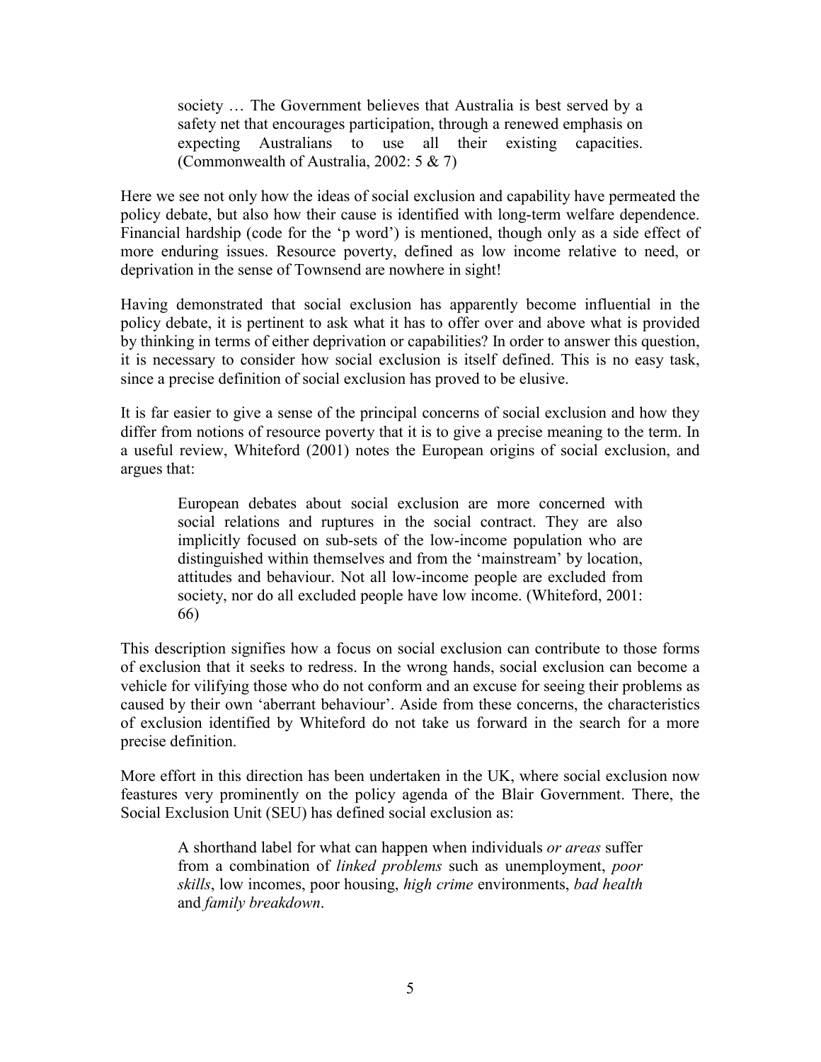> society … The Government believes that Australia is best served by a safety net that encourages participation, through a renewed emphasis on expecting Australians to use all their existing capacities. (Commonwealth of Australia, 2002: 5 & 7)

Here we see not only how the ideas of social exclusion and capability have permeated the policy debate, but also how their cause is identified with long-term welfare dependence. Financial hardship (code for the 'p word') is mentioned, though only as a side effect of more enduring issues. Resource poverty, defined as low income relative to need, or deprivation in the sense of Townsend are nowhere in sight!

Having demonstrated that social exclusion has apparently become influential in the policy debate, it is pertinent to ask what it has to offer over and above what is provided by thinking in terms of either deprivation or capabilities? In order to answer this question, it is necessary to consider how social exclusion is itself defined. This is no easy task, since a precise definition of social exclusion has proved to be elusive.

It is far easier to give a sense of the principal concerns of social exclusion and how they differ from notions of resource poverty that it is to give a precise meaning to the term. In a useful review, Whiteford (2001) notes the European origins of social exclusion, and argues that:

> European debates about social exclusion are more concerned with social relations and ruptures in the social contract. They are also implicitly focused on sub-sets of the low-income population who are distinguished within themselves and from the 'mainstream' by location, attitudes and behaviour. Not all low-income people are excluded from society, nor do all excluded people have low income. (Whiteford, 2001: 66)

This description signifies how a focus on social exclusion can contribute to those forms of exclusion that it seeks to redress. In the wrong hands, social exclusion can become a vehicle for vilifying those who do not conform and an excuse for seeing their problems as caused by their own 'aberrant behaviour'. Aside from these concerns, the characteristics of exclusion identified by Whiteford do not take us forward in the search for a more precise definition.

More effort in this direction has been undertaken in the UK, where social exclusion now feastures very prominently on the policy agenda of the Blair Government. There, the Social Exclusion Unit (SEU) has defined social exclusion as:

> A shorthand label for what can happen when individuals *or areas* suffer from a combination of *linked problems* such as unemployment, *poor skills*, low incomes, poor housing, *high crime* environments, *bad health* and *family breakdown*.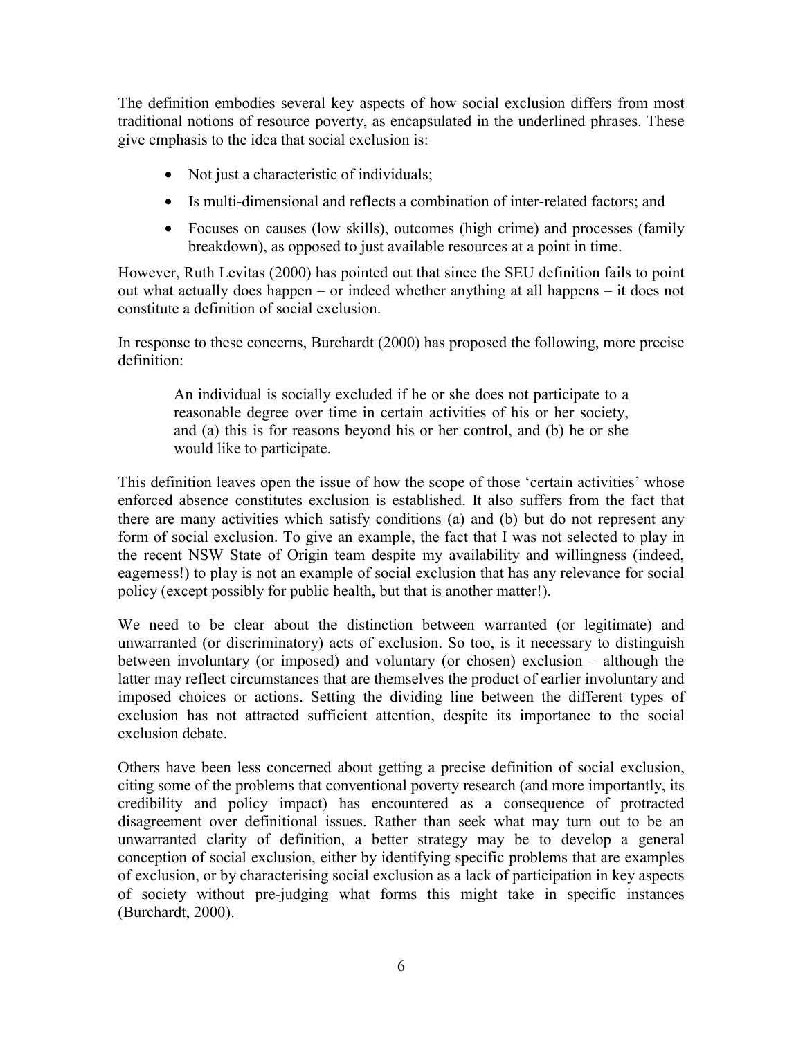The definition embodies several key aspects of how social exclusion differs from most traditional notions of resource poverty, as encapsulated in the underlined phrases. These give emphasis to the idea that social exclusion is:

- Not just a characteristic of individuals;
- Is multi-dimensional and reflects a combination of inter-related factors; and
- Focuses on causes (low skills), outcomes (high crime) and processes (family breakdown), as opposed to just available resources at a point in time.

However, Ruth Levitas (2000) has pointed out that since the SEU definition fails to point out what actually does happen – or indeed whether anything at all happens – it does not constitute a definition of social exclusion.

In response to these concerns, Burchardt (2000) has proposed the following, more precise definition:

> An individual is socially excluded if he or she does not participate to a reasonable degree over time in certain activities of his or her society, and (a) this is for reasons beyond his or her control, and (b) he or she would like to participate.

This definition leaves open the issue of how the scope of those 'certain activities' whose enforced absence constitutes exclusion is established. It also suffers from the fact that there are many activities which satisfy conditions (a) and (b) but do not represent any form of social exclusion. To give an example, the fact that I was not selected to play in the recent NSW State of Origin team despite my availability and willingness (indeed, eagerness!) to play is not an example of social exclusion that has any relevance for social policy (except possibly for public health, but that is another matter!).

We need to be clear about the distinction between warranted (or legitimate) and unwarranted (or discriminatory) acts of exclusion. So too, is it necessary to distinguish between involuntary (or imposed) and voluntary (or chosen) exclusion – although the latter may reflect circumstances that are themselves the product of earlier involuntary and imposed choices or actions. Setting the dividing line between the different types of exclusion has not attracted sufficient attention, despite its importance to the social exclusion debate.

Others have been less concerned about getting a precise definition of social exclusion, citing some of the problems that conventional poverty research (and more importantly, its credibility and policy impact) has encountered as a consequence of protracted disagreement over definitional issues. Rather than seek what may turn out to be an unwarranted clarity of definition, a better strategy may be to develop a general conception of social exclusion, either by identifying specific problems that are examples of exclusion, or by characterising social exclusion as a lack of participation in key aspects of society without pre-judging what forms this might take in specific instances (Burchardt, 2000).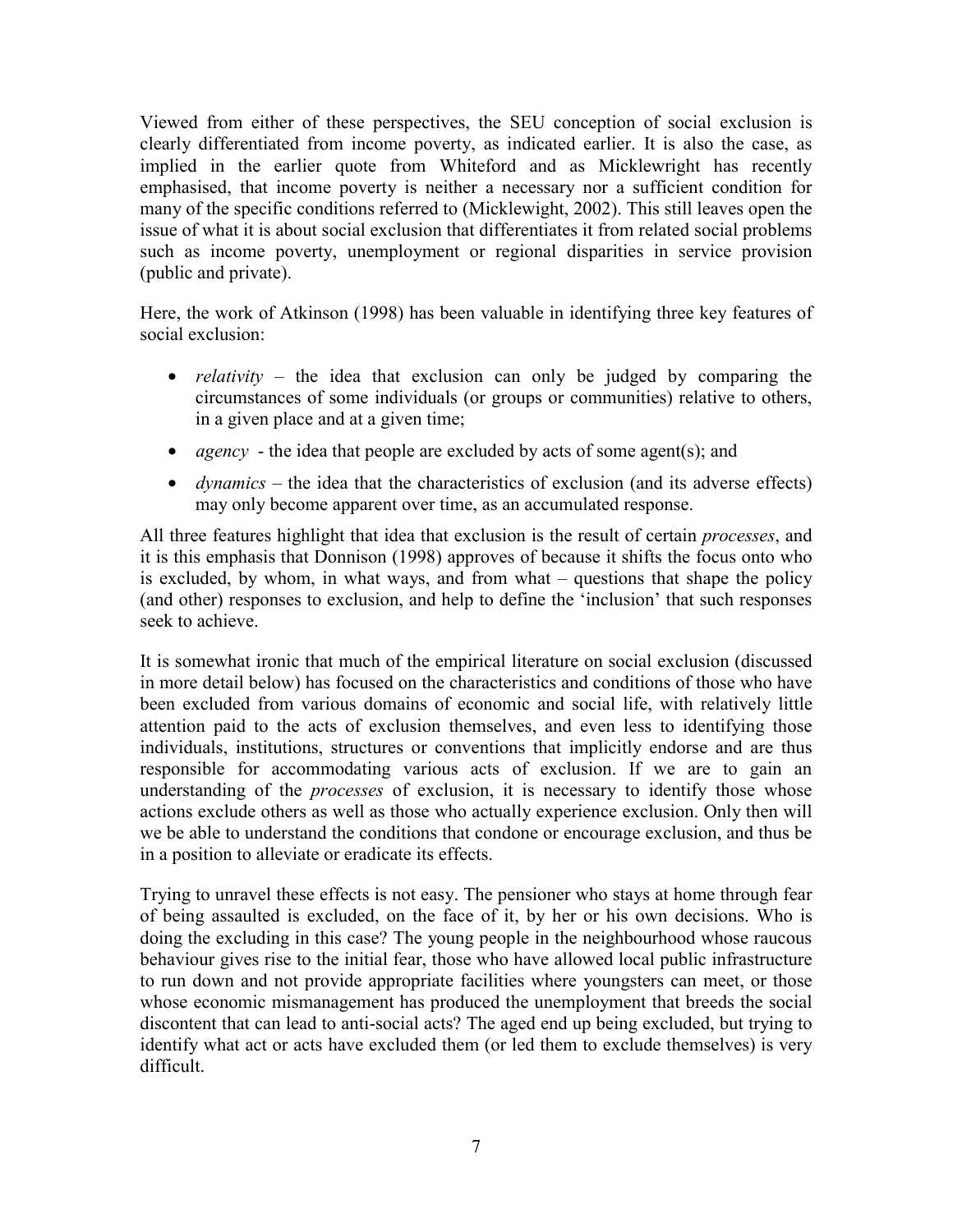Viewed from either of these perspectives, the SEU conception of social exclusion is clearly differentiated from income poverty, as indicated earlier. It is also the case, as implied in the earlier quote from Whiteford and as Micklewright has recently emphasised, that income poverty is neither a necessary nor a sufficient condition for many of the specific conditions referred to (Micklewight, 2002). This still leaves open the issue of what it is about social exclusion that differentiates it from related social problems such as income poverty, unemployment or regional disparities in service provision (public and private).

Here, the work of Atkinson (1998) has been valuable in identifying three key features of social exclusion:

- *relativity* – the idea that exclusion can only be judged by comparing the circumstances of some individuals (or groups or communities) relative to others, in a given place and at a given time;
- *agency* - the idea that people are excluded by acts of some agent(s); and
- *dynamics* – the idea that the characteristics of exclusion (and its adverse effects) may only become apparent over time, as an accumulated response.

All three features highlight that idea that exclusion is the result of certain *processes*, and it is this emphasis that Donnison (1998) approves of because it shifts the focus onto who is excluded, by whom, in what ways, and from what – questions that shape the policy (and other) responses to exclusion, and help to define the 'inclusion' that such responses seek to achieve.

It is somewhat ironic that much of the empirical literature on social exclusion (discussed in more detail below) has focused on the characteristics and conditions of those who have been excluded from various domains of economic and social life, with relatively little attention paid to the acts of exclusion themselves, and even less to identifying those individuals, institutions, structures or conventions that implicitly endorse and are thus responsible for accommodating various acts of exclusion. If we are to gain an understanding of the *processes* of exclusion, it is necessary to identify those whose actions exclude others as well as those who actually experience exclusion. Only then will we be able to understand the conditions that condone or encourage exclusion, and thus be in a position to alleviate or eradicate its effects.

Trying to unravel these effects is not easy. The pensioner who stays at home through fear of being assaulted is excluded, on the face of it, by her or his own decisions. Who is doing the excluding in this case? The young people in the neighbourhood whose raucous behaviour gives rise to the initial fear, those who have allowed local public infrastructure to run down and not provide appropriate facilities where youngsters can meet, or those whose economic mismanagement has produced the unemployment that breeds the social discontent that can lead to anti-social acts? The aged end up being excluded, but trying to identify what act or acts have excluded them (or led them to exclude themselves) is very difficult.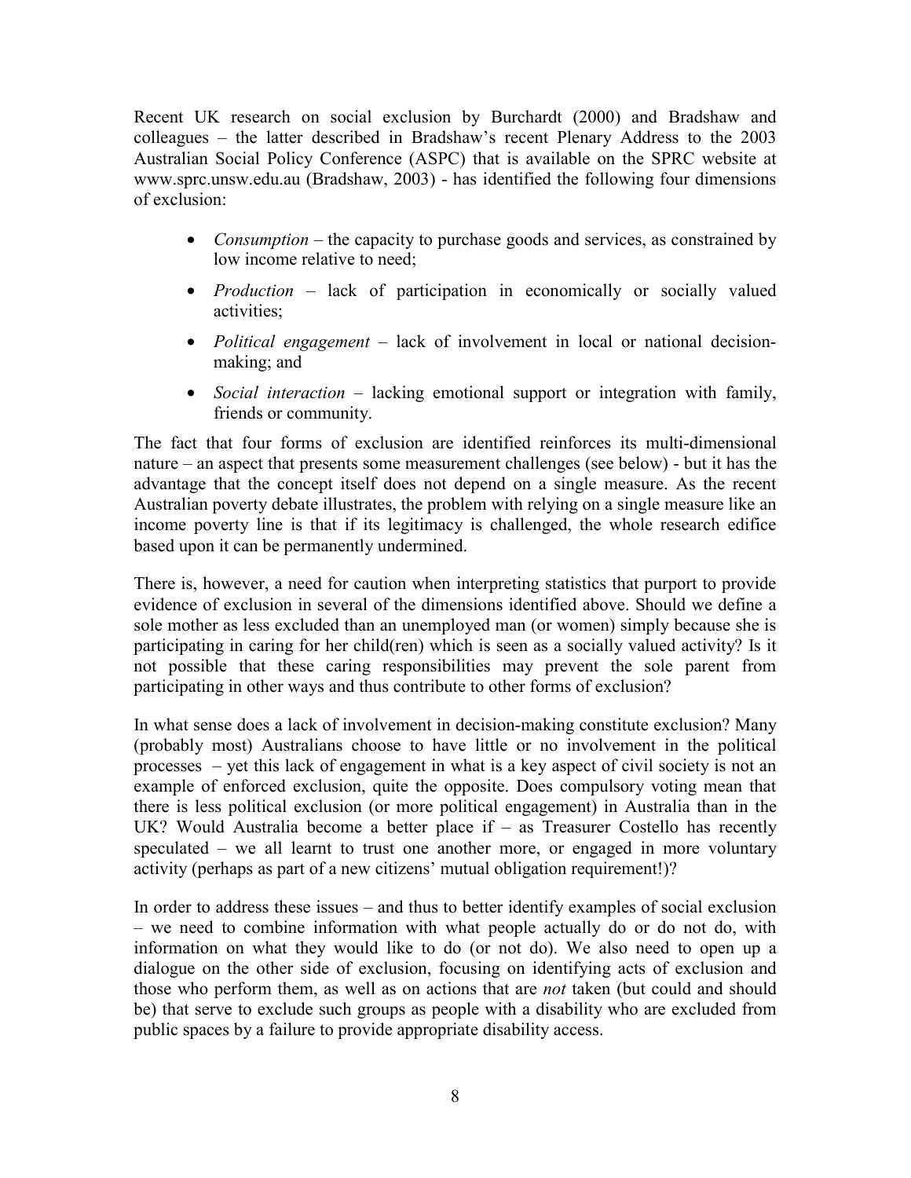Recent UK research on social exclusion by Burchardt (2000) and Bradshaw and colleagues – the latter described in Bradshaw's recent Plenary Address to the 2003 Australian Social Policy Conference (ASPC) that is available on the SPRC website at www.sprc.unsw.edu.au (Bradshaw, 2003) - has identified the following four dimensions of exclusion:

- *Consumption* – the capacity to purchase goods and services, as constrained by low income relative to need;
- *Production* – lack of participation in economically or socially valued activities;
- *Political engagement* – lack of involvement in local or national decision-making; and
- *Social interaction* – lacking emotional support or integration with family, friends or community.

The fact that four forms of exclusion are identified reinforces its multi-dimensional nature – an aspect that presents some measurement challenges (see below) - but it has the advantage that the concept itself does not depend on a single measure. As the recent Australian poverty debate illustrates, the problem with relying on a single measure like an income poverty line is that if its legitimacy is challenged, the whole research edifice based upon it can be permanently undermined.

There is, however, a need for caution when interpreting statistics that purport to provide evidence of exclusion in several of the dimensions identified above. Should we define a sole mother as less excluded than an unemployed man (or women) simply because she is participating in caring for her child(ren) which is seen as a socially valued activity? Is it not possible that these caring responsibilities may prevent the sole parent from participating in other ways and thus contribute to other forms of exclusion?

In what sense does a lack of involvement in decision-making constitute exclusion? Many (probably most) Australians choose to have little or no involvement in the political processes – yet this lack of engagement in what is a key aspect of civil society is not an example of enforced exclusion, quite the opposite. Does compulsory voting mean that there is less political exclusion (or more political engagement) in Australia than in the UK? Would Australia become a better place if – as Treasurer Costello has recently speculated – we all learnt to trust one another more, or engaged in more voluntary activity (perhaps as part of a new citizens' mutual obligation requirement!)?

In order to address these issues – and thus to better identify examples of social exclusion – we need to combine information with what people actually do or do not do, with information on what they would like to do (or not do). We also need to open up a dialogue on the other side of exclusion, focusing on identifying acts of exclusion and those who perform them, as well as on actions that are *not* taken (but could and should be) that serve to exclude such groups as people with a disability who are excluded from public spaces by a failure to provide appropriate disability access.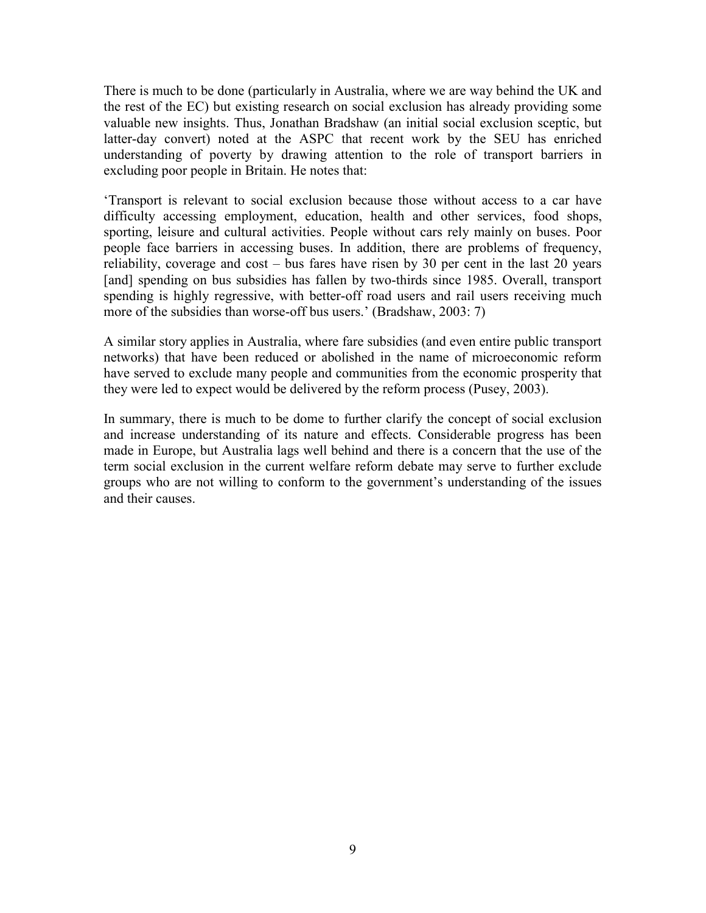There is much to be done (particularly in Australia, where we are way behind the UK and the rest of the EC) but existing research on social exclusion has already providing some valuable new insights. Thus, Jonathan Bradshaw (an initial social exclusion sceptic, but latter-day convert) noted at the ASPC that recent work by the SEU has enriched understanding of poverty by drawing attention to the role of transport barriers in excluding poor people in Britain. He notes that:

'Transport is relevant to social exclusion because those without access to a car have difficulty accessing employment, education, health and other services, food shops, sporting, leisure and cultural activities. People without cars rely mainly on buses. Poor people face barriers in accessing buses. In addition, there are problems of frequency, reliability, coverage and cost – bus fares have risen by 30 per cent in the last 20 years [and] spending on bus subsidies has fallen by two-thirds since 1985. Overall, transport spending is highly regressive, with better-off road users and rail users receiving much more of the subsidies than worse-off bus users.' (Bradshaw, 2003: 7)

A similar story applies in Australia, where fare subsidies (and even entire public transport networks) that have been reduced or abolished in the name of microeconomic reform have served to exclude many people and communities from the economic prosperity that they were led to expect would be delivered by the reform process (Pusey, 2003).

In summary, there is much to be dome to further clarify the concept of social exclusion and increase understanding of its nature and effects. Considerable progress has been made in Europe, but Australia lags well behind and there is a concern that the use of the term social exclusion in the current welfare reform debate may serve to further exclude groups who are not willing to conform to the government's understanding of the issues and their causes.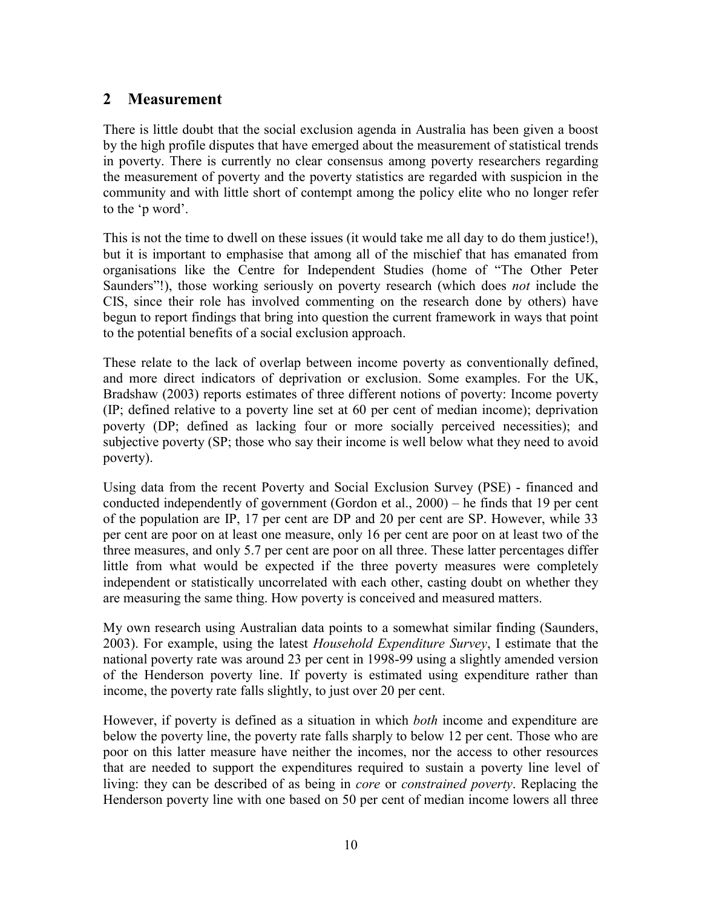## 2 Measurement

There is little doubt that the social exclusion agenda in Australia has been given a boost by the high profile disputes that have emerged about the measurement of statistical trends in poverty. There is currently no clear consensus among poverty researchers regarding the measurement of poverty and the poverty statistics are regarded with suspicion in the community and with little short of contempt among the policy elite who no longer refer to the 'p word'.

This is not the time to dwell on these issues (it would take me all day to do them justice!), but it is important to emphasise that among all of the mischief that has emanated from organisations like the Centre for Independent Studies (home of "The Other Peter Saunders"!), those working seriously on poverty research (which does *not* include the CIS, since their role has involved commenting on the research done by others) have begun to report findings that bring into question the current framework in ways that point to the potential benefits of a social exclusion approach.

These relate to the lack of overlap between income poverty as conventionally defined, and more direct indicators of deprivation or exclusion. Some examples. For the UK, Bradshaw (2003) reports estimates of three different notions of poverty: Income poverty (IP; defined relative to a poverty line set at 60 per cent of median income); deprivation poverty (DP; defined as lacking four or more socially perceived necessities); and subjective poverty (SP; those who say their income is well below what they need to avoid poverty).

Using data from the recent Poverty and Social Exclusion Survey (PSE) - financed and conducted independently of government (Gordon et al., 2000) – he finds that 19 per cent of the population are IP, 17 per cent are DP and 20 per cent are SP. However, while 33 per cent are poor on at least one measure, only 16 per cent are poor on at least two of the three measures, and only 5.7 per cent are poor on all three. These latter percentages differ little from what would be expected if the three poverty measures were completely independent or statistically uncorrelated with each other, casting doubt on whether they are measuring the same thing. How poverty is conceived and measured matters.

My own research using Australian data points to a somewhat similar finding (Saunders, 2003). For example, using the latest *Household Expenditure Survey*, I estimate that the national poverty rate was around 23 per cent in 1998-99 using a slightly amended version of the Henderson poverty line. If poverty is estimated using expenditure rather than income, the poverty rate falls slightly, to just over 20 per cent.

However, if poverty is defined as a situation in which *both* income and expenditure are below the poverty line, the poverty rate falls sharply to below 12 per cent. Those who are poor on this latter measure have neither the incomes, nor the access to other resources that are needed to support the expenditures required to sustain a poverty line level of living: they can be described of as being in *core* or *constrained poverty*. Replacing the Henderson poverty line with one based on 50 per cent of median income lowers all three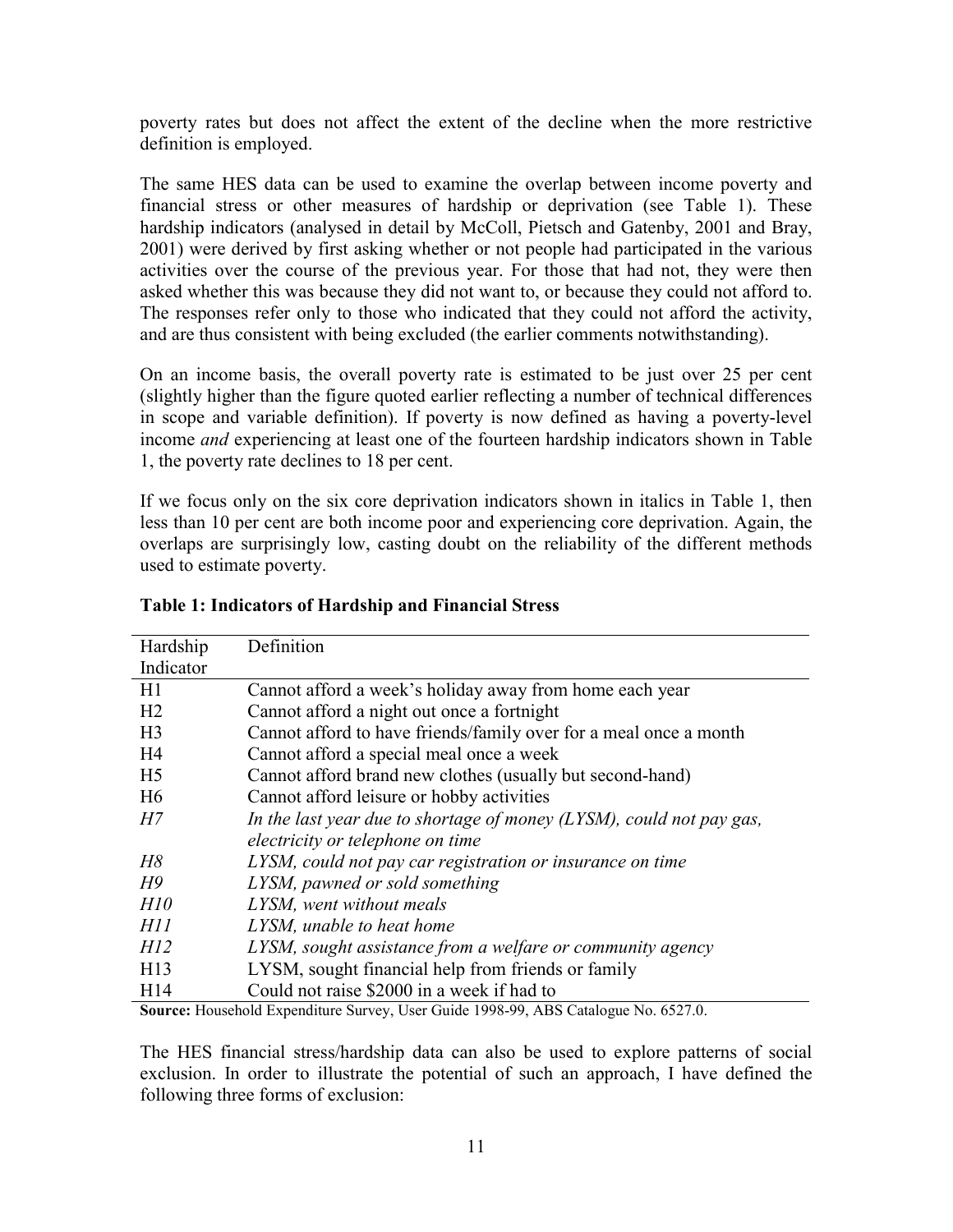poverty rates but does not affect the extent of the decline when the more restrictive definition is employed.

The same HES data can be used to examine the overlap between income poverty and financial stress or other measures of hardship or deprivation (see Table 1). These hardship indicators (analysed in detail by McColl, Pietsch and Gatenby, 2001 and Bray, 2001) were derived by first asking whether or not people had participated in the various activities over the course of the previous year. For those that had not, they were then asked whether this was because they did not want to, or because they could not afford to. The responses refer only to those who indicated that they could not afford the activity, and are thus consistent with being excluded (the earlier comments notwithstanding).

On an income basis, the overall poverty rate is estimated to be just over 25 per cent (slightly higher than the figure quoted earlier reflecting a number of technical differences in scope and variable definition). If poverty is now defined as having a poverty-level income *and* experiencing at least one of the fourteen hardship indicators shown in Table 1, the poverty rate declines to 18 per cent.

If we focus only on the six core deprivation indicators shown in italics in Table 1, then less than 10 per cent are both income poor and experiencing core deprivation. Again, the overlaps are surprisingly low, casting doubt on the reliability of the different methods used to estimate poverty.

**Table 1: Indicators of Hardship and Financial Stress**

| Hardship Indicator | Definition |
|---|---|
| H1 | Cannot afford a week's holiday away from home each year |
| H2 | Cannot afford a night out once a fortnight |
| H3 | Cannot afford to have friends/family over for a meal once a month |
| H4 | Cannot afford a special meal once a week |
| H5 | Cannot afford brand new clothes (usually but second-hand) |
| H6 | Cannot afford leisure or hobby activities |
| *H7* | *In the last year due to shortage of money (LYSM), could not pay gas, electricity or telephone on time* |
| *H8* | *LYSM, could not pay car registration or insurance on time* |
| *H9* | *LYSM, pawned or sold something* |
| *H10* | *LYSM, went without meals* |
| *H11* | *LYSM, unable to heat home* |
| *H12* | *LYSM, sought assistance from a welfare or community agency* |
| H13 | LYSM, sought financial help from friends or family |
| H14 | Could not raise $2000 in a week if had to |

**Source:** Household Expenditure Survey, User Guide 1998-99, ABS Catalogue No. 6527.0.

The HES financial stress/hardship data can also be used to explore patterns of social exclusion. In order to illustrate the potential of such an approach, I have defined the following three forms of exclusion: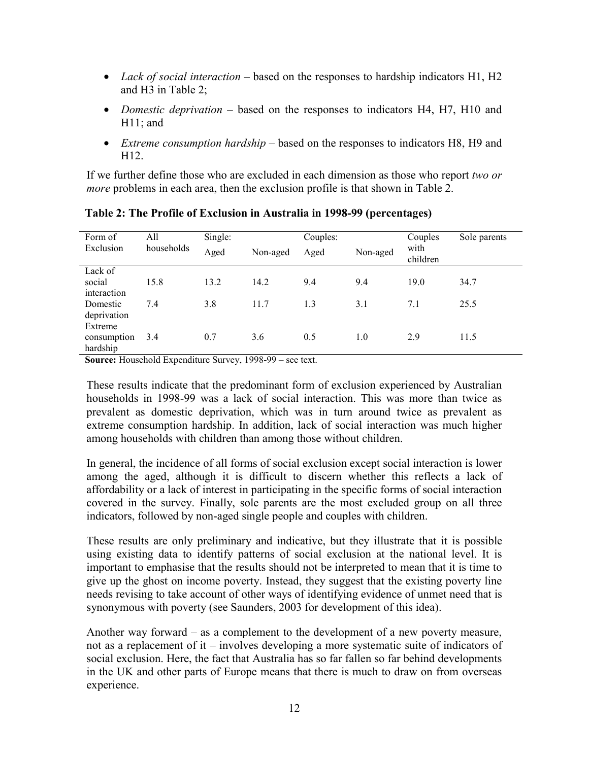- *Lack of social interaction* – based on the responses to hardship indicators H1, H2 and H3 in Table 2;
- *Domestic deprivation* – based on the responses to indicators H4, H7, H10 and H11; and
- *Extreme consumption hardship* – based on the responses to indicators H8, H9 and H12.

If we further define those who are excluded in each dimension as those who report *two or more* problems in each area, then the exclusion profile is that shown in Table 2.

**Table 2: The Profile of Exclusion in Australia in 1998-99 (percentages)**

| Form of Exclusion | All households | Single: Aged | Non-aged | Couples: Aged | Non-aged | Couples with children | Sole parents |
|---|---|---|---|---|---|---|---|
| Lack of social interaction | 15.8 | 13.2 | 14.2 | 9.4 | 9.4 | 19.0 | 34.7 |
| Domestic deprivation | 7.4 | 3.8 | 11.7 | 1.3 | 3.1 | 7.1 | 25.5 |
| Extreme consumption hardship | 3.4 | 0.7 | 3.6 | 0.5 | 1.0 | 2.9 | 11.5 |

**Source:** Household Expenditure Survey, 1998-99 – see text.

These results indicate that the predominant form of exclusion experienced by Australian households in 1998-99 was a lack of social interaction. This was more than twice as prevalent as domestic deprivation, which was in turn around twice as prevalent as extreme consumption hardship. In addition, lack of social interaction was much higher among households with children than among those without children.

In general, the incidence of all forms of social exclusion except social interaction is lower among the aged, although it is difficult to discern whether this reflects a lack of affordability or a lack of interest in participating in the specific forms of social interaction covered in the survey. Finally, sole parents are the most excluded group on all three indicators, followed by non-aged single people and couples with children.

These results are only preliminary and indicative, but they illustrate that it is possible using existing data to identify patterns of social exclusion at the national level. It is important to emphasise that the results should not be interpreted to mean that it is time to give up the ghost on income poverty. Instead, they suggest that the existing poverty line needs revising to take account of other ways of identifying evidence of unmet need that is synonymous with poverty (see Saunders, 2003 for development of this idea).

Another way forward – as a complement to the development of a new poverty measure, not as a replacement of it – involves developing a more systematic suite of indicators of social exclusion. Here, the fact that Australia has so far fallen so far behind developments in the UK and other parts of Europe means that there is much to draw on from overseas experience.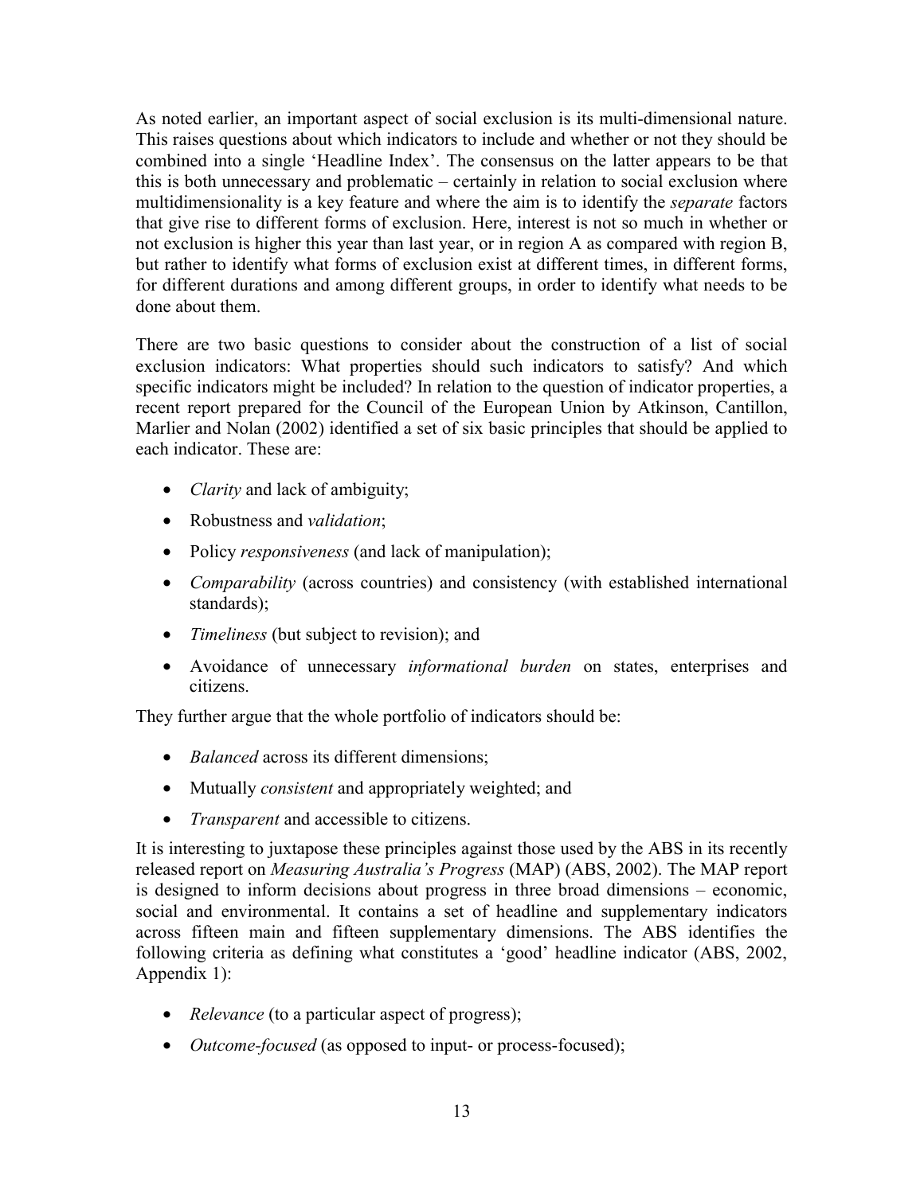As noted earlier, an important aspect of social exclusion is its multi-dimensional nature. This raises questions about which indicators to include and whether or not they should be combined into a single 'Headline Index'. The consensus on the latter appears to be that this is both unnecessary and problematic – certainly in relation to social exclusion where multidimensionality is a key feature and where the aim is to identify the *separate* factors that give rise to different forms of exclusion. Here, interest is not so much in whether or not exclusion is higher this year than last year, or in region A as compared with region B, but rather to identify what forms of exclusion exist at different times, in different forms, for different durations and among different groups, in order to identify what needs to be done about them.

There are two basic questions to consider about the construction of a list of social exclusion indicators: What properties should such indicators to satisfy? And which specific indicators might be included? In relation to the question of indicator properties, a recent report prepared for the Council of the European Union by Atkinson, Cantillon, Marlier and Nolan (2002) identified a set of six basic principles that should be applied to each indicator. These are:

- *Clarity* and lack of ambiguity;
- Robustness and *validation*;
- Policy *responsiveness* (and lack of manipulation);
- *Comparability* (across countries) and consistency (with established international standards);
- *Timeliness* (but subject to revision); and
- Avoidance of unnecessary *informational burden* on states, enterprises and citizens.

They further argue that the whole portfolio of indicators should be:

- *Balanced* across its different dimensions;
- Mutually *consistent* and appropriately weighted; and
- *Transparent* and accessible to citizens.

It is interesting to juxtapose these principles against those used by the ABS in its recently released report on *Measuring Australia's Progress* (MAP) (ABS, 2002). The MAP report is designed to inform decisions about progress in three broad dimensions – economic, social and environmental. It contains a set of headline and supplementary indicators across fifteen main and fifteen supplementary dimensions. The ABS identifies the following criteria as defining what constitutes a 'good' headline indicator (ABS, 2002, Appendix 1):

- *Relevance* (to a particular aspect of progress);
- *Outcome-focused* (as opposed to input- or process-focused);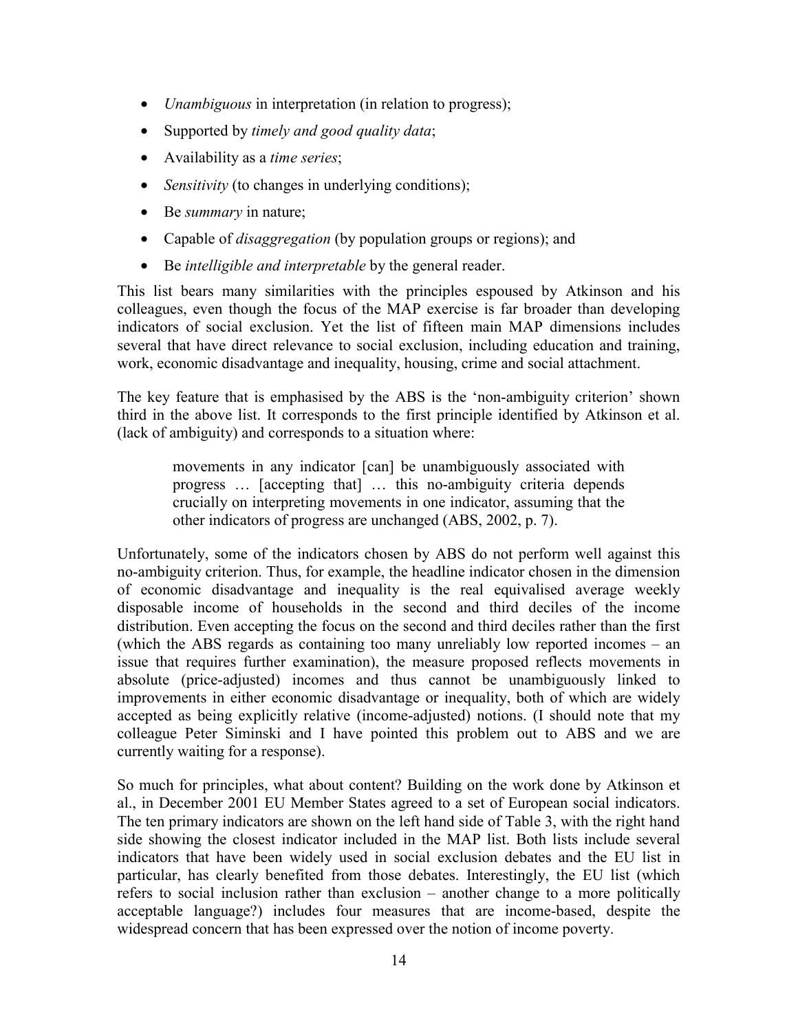- *Unambiguous* in interpretation (in relation to progress);
- Supported by *timely and good quality data*;
- Availability as a *time series*;
- *Sensitivity* (to changes in underlying conditions);
- Be *summary* in nature;
- Capable of *disaggregation* (by population groups or regions); and
- Be *intelligible and interpretable* by the general reader.

This list bears many similarities with the principles espoused by Atkinson and his colleagues, even though the focus of the MAP exercise is far broader than developing indicators of social exclusion. Yet the list of fifteen main MAP dimensions includes several that have direct relevance to social exclusion, including education and training, work, economic disadvantage and inequality, housing, crime and social attachment.

The key feature that is emphasised by the ABS is the 'non-ambiguity criterion' shown third in the above list. It corresponds to the first principle identified by Atkinson et al. (lack of ambiguity) and corresponds to a situation where:

> movements in any indicator [can] be unambiguously associated with progress … [accepting that] … this no-ambiguity criteria depends crucially on interpreting movements in one indicator, assuming that the other indicators of progress are unchanged (ABS, 2002, p. 7).

Unfortunately, some of the indicators chosen by ABS do not perform well against this no-ambiguity criterion. Thus, for example, the headline indicator chosen in the dimension of economic disadvantage and inequality is the real equivalised average weekly disposable income of households in the second and third deciles of the income distribution. Even accepting the focus on the second and third deciles rather than the first (which the ABS regards as containing too many unreliably low reported incomes – an issue that requires further examination), the measure proposed reflects movements in absolute (price-adjusted) incomes and thus cannot be unambiguously linked to improvements in either economic disadvantage or inequality, both of which are widely accepted as being explicitly relative (income-adjusted) notions. (I should note that my colleague Peter Siminski and I have pointed this problem out to ABS and we are currently waiting for a response).

So much for principles, what about content? Building on the work done by Atkinson et al., in December 2001 EU Member States agreed to a set of European social indicators. The ten primary indicators are shown on the left hand side of Table 3, with the right hand side showing the closest indicator included in the MAP list. Both lists include several indicators that have been widely used in social exclusion debates and the EU list in particular, has clearly benefited from those debates. Interestingly, the EU list (which refers to social inclusion rather than exclusion – another change to a more politically acceptable language?) includes four measures that are income-based, despite the widespread concern that has been expressed over the notion of income poverty.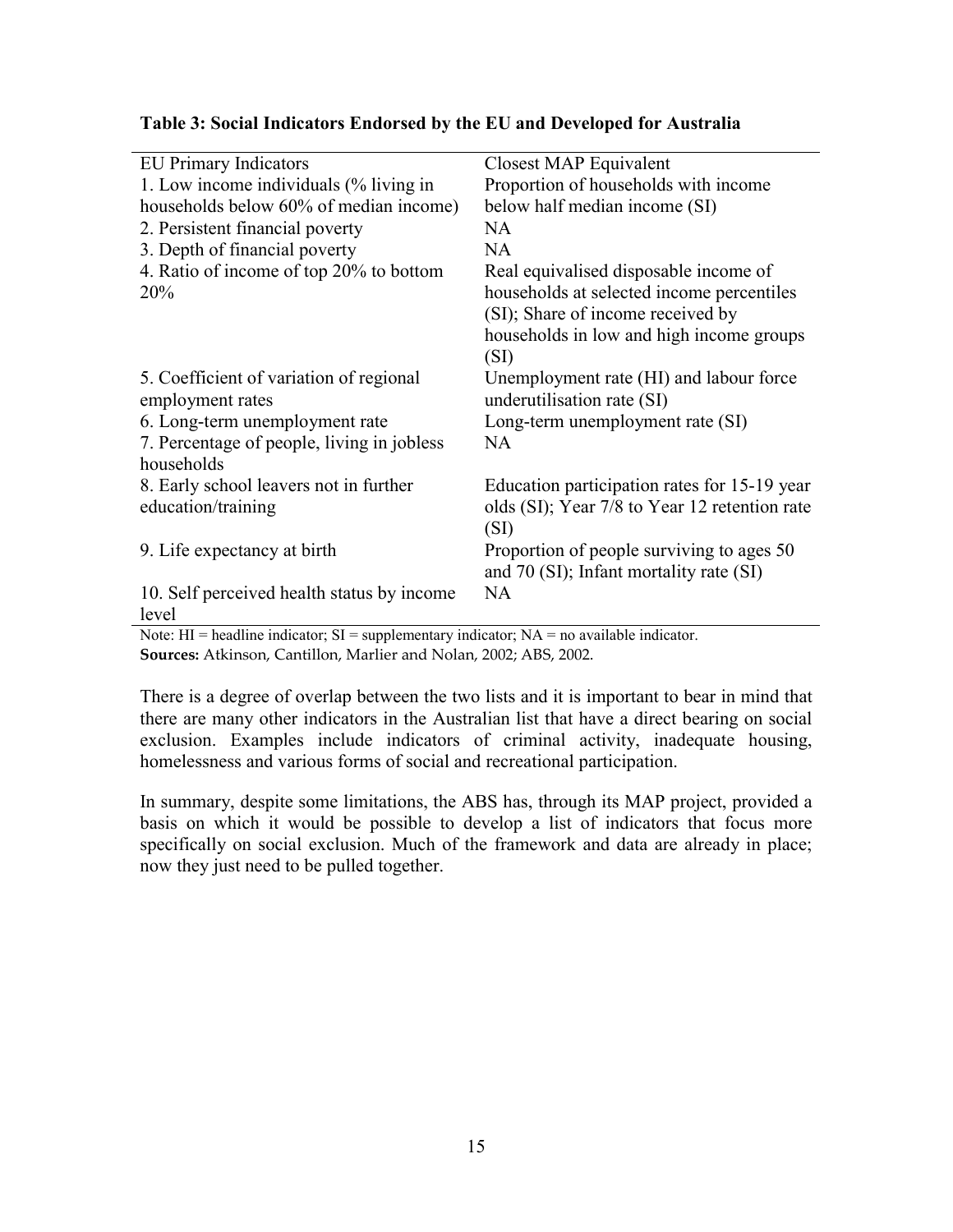**Table 3: Social Indicators Endorsed by the EU and Developed for Australia**

| EU Primary Indicators | Closest MAP Equivalent |
| --- | --- |
| 1. Low income individuals (% living in households below 60% of median income) | Proportion of households with income below half median income (SI) |
| 2. Persistent financial poverty | NA |
| 3. Depth of financial poverty | NA |
| 4. Ratio of income of top 20% to bottom 20% | Real equivalised disposable income of households at selected income percentiles (SI); Share of income received by households in low and high income groups (SI) |
| 5. Coefficient of variation of regional employment rates | Unemployment rate (HI) and labour force underutilisation rate (SI) |
| 6. Long-term unemployment rate | Long-term unemployment rate (SI) |
| 7. Percentage of people, living in jobless households | NA |
| 8. Early school leavers not in further education/training | Education participation rates for 15-19 year olds (SI); Year 7/8 to Year 12 retention rate (SI) |
| 9. Life expectancy at birth | Proportion of people surviving to ages 50 and 70 (SI); Infant mortality rate (SI) |
| 10. Self perceived health status by income level | NA |

Note: HI = headline indicator; SI = supplementary indicator; NA = no available indicator.
**Sources:** Atkinson, Cantillon, Marlier and Nolan, 2002; ABS, 2002.

There is a degree of overlap between the two lists and it is important to bear in mind that there are many other indicators in the Australian list that have a direct bearing on social exclusion. Examples include indicators of criminal activity, inadequate housing, homelessness and various forms of social and recreational participation.

In summary, despite some limitations, the ABS has, through its MAP project, provided a basis on which it would be possible to develop a list of indicators that focus more specifically on social exclusion. Much of the framework and data are already in place; now they just need to be pulled together.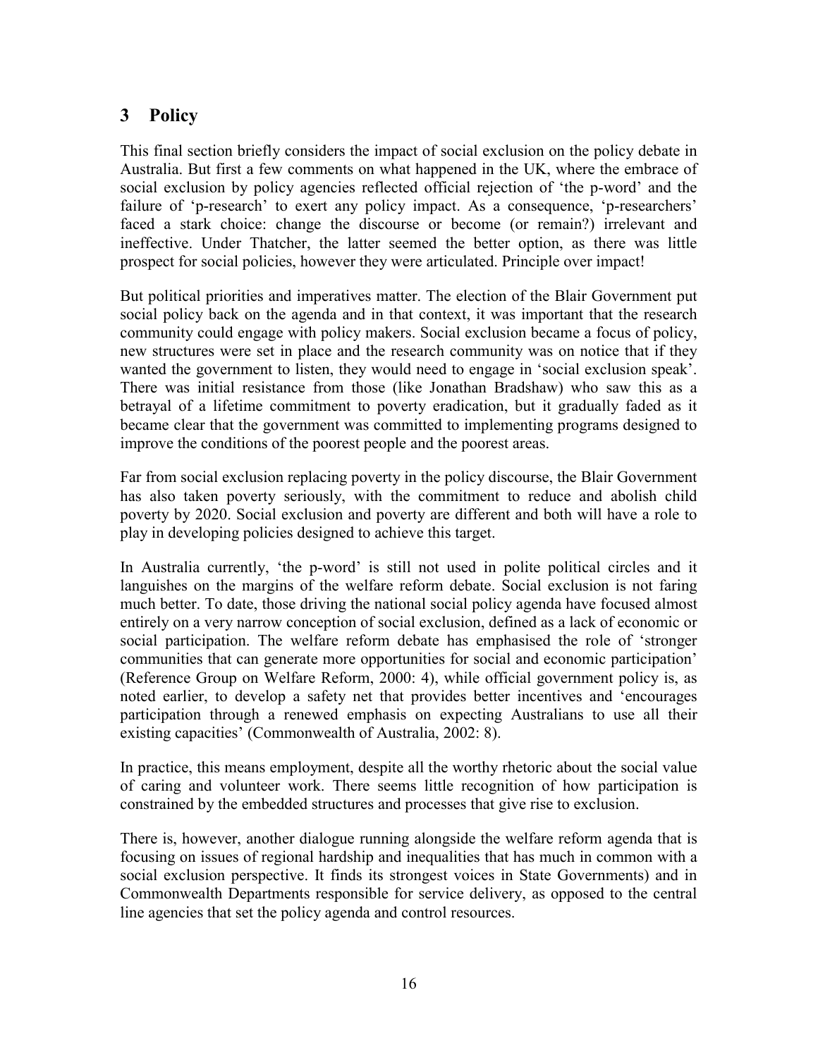## 3 Policy

This final section briefly considers the impact of social exclusion on the policy debate in Australia. But first a few comments on what happened in the UK, where the embrace of social exclusion by policy agencies reflected official rejection of 'the p-word' and the failure of 'p-research' to exert any policy impact. As a consequence, 'p-researchers' faced a stark choice: change the discourse or become (or remain?) irrelevant and ineffective. Under Thatcher, the latter seemed the better option, as there was little prospect for social policies, however they were articulated. Principle over impact!

But political priorities and imperatives matter. The election of the Blair Government put social policy back on the agenda and in that context, it was important that the research community could engage with policy makers. Social exclusion became a focus of policy, new structures were set in place and the research community was on notice that if they wanted the government to listen, they would need to engage in 'social exclusion speak'. There was initial resistance from those (like Jonathan Bradshaw) who saw this as a betrayal of a lifetime commitment to poverty eradication, but it gradually faded as it became clear that the government was committed to implementing programs designed to improve the conditions of the poorest people and the poorest areas.

Far from social exclusion replacing poverty in the policy discourse, the Blair Government has also taken poverty seriously, with the commitment to reduce and abolish child poverty by 2020. Social exclusion and poverty are different and both will have a role to play in developing policies designed to achieve this target.

In Australia currently, 'the p-word' is still not used in polite political circles and it languishes on the margins of the welfare reform debate. Social exclusion is not faring much better. To date, those driving the national social policy agenda have focused almost entirely on a very narrow conception of social exclusion, defined as a lack of economic or social participation. The welfare reform debate has emphasised the role of 'stronger communities that can generate more opportunities for social and economic participation' (Reference Group on Welfare Reform, 2000: 4), while official government policy is, as noted earlier, to develop a safety net that provides better incentives and 'encourages participation through a renewed emphasis on expecting Australians to use all their existing capacities' (Commonwealth of Australia, 2002: 8).

In practice, this means employment, despite all the worthy rhetoric about the social value of caring and volunteer work. There seems little recognition of how participation is constrained by the embedded structures and processes that give rise to exclusion.

There is, however, another dialogue running alongside the welfare reform agenda that is focusing on issues of regional hardship and inequalities that has much in common with a social exclusion perspective. It finds its strongest voices in State Governments) and in Commonwealth Departments responsible for service delivery, as opposed to the central line agencies that set the policy agenda and control resources.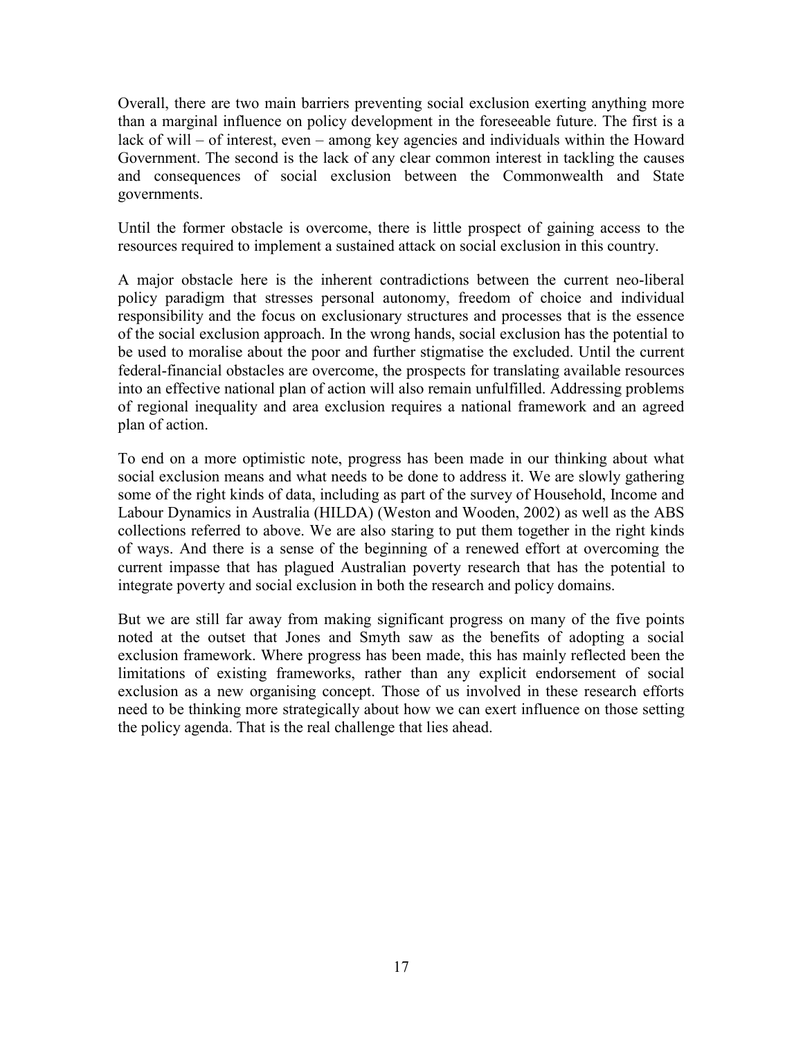Overall, there are two main barriers preventing social exclusion exerting anything more than a marginal influence on policy development in the foreseeable future. The first is a lack of will – of interest, even – among key agencies and individuals within the Howard Government. The second is the lack of any clear common interest in tackling the causes and consequences of social exclusion between the Commonwealth and State governments.

Until the former obstacle is overcome, there is little prospect of gaining access to the resources required to implement a sustained attack on social exclusion in this country.

A major obstacle here is the inherent contradictions between the current neo-liberal policy paradigm that stresses personal autonomy, freedom of choice and individual responsibility and the focus on exclusionary structures and processes that is the essence of the social exclusion approach. In the wrong hands, social exclusion has the potential to be used to moralise about the poor and further stigmatise the excluded. Until the current federal-financial obstacles are overcome, the prospects for translating available resources into an effective national plan of action will also remain unfulfilled. Addressing problems of regional inequality and area exclusion requires a national framework and an agreed plan of action.

To end on a more optimistic note, progress has been made in our thinking about what social exclusion means and what needs to be done to address it. We are slowly gathering some of the right kinds of data, including as part of the survey of Household, Income and Labour Dynamics in Australia (HILDA) (Weston and Wooden, 2002) as well as the ABS collections referred to above. We are also staring to put them together in the right kinds of ways. And there is a sense of the beginning of a renewed effort at overcoming the current impasse that has plagued Australian poverty research that has the potential to integrate poverty and social exclusion in both the research and policy domains.

But we are still far away from making significant progress on many of the five points noted at the outset that Jones and Smyth saw as the benefits of adopting a social exclusion framework. Where progress has been made, this has mainly reflected been the limitations of existing frameworks, rather than any explicit endorsement of social exclusion as a new organising concept. Those of us involved in these research efforts need to be thinking more strategically about how we can exert influence on those setting the policy agenda. That is the real challenge that lies ahead.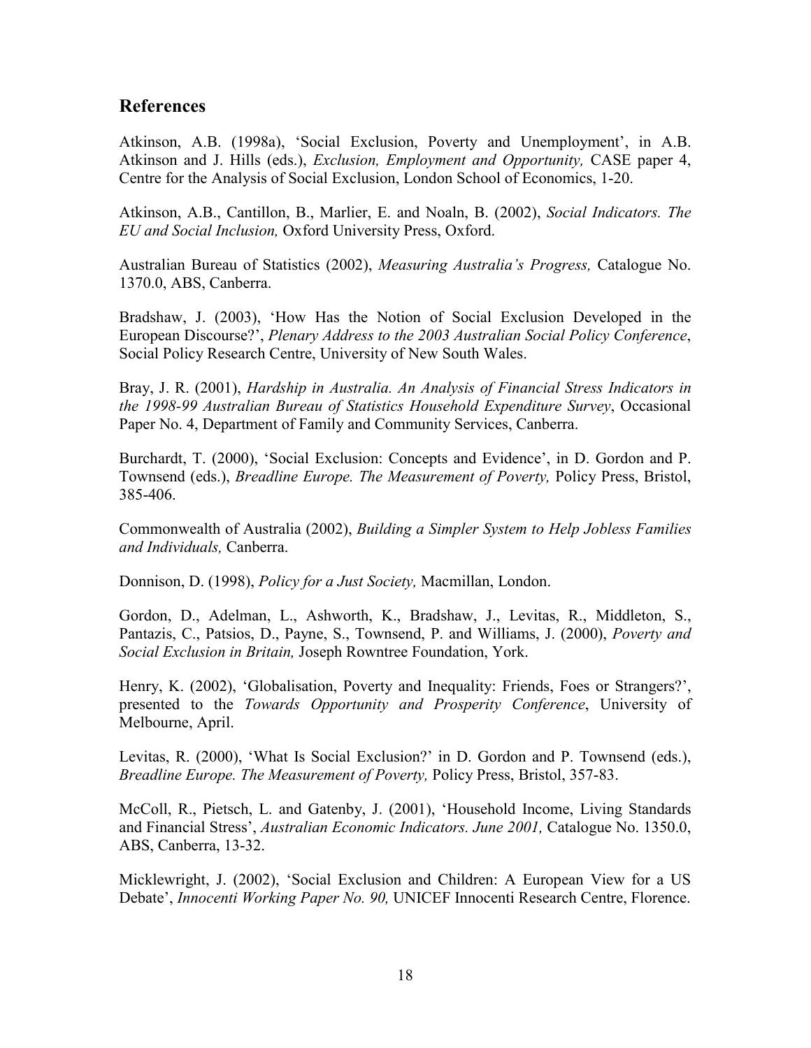## References

Atkinson, A.B. (1998a), 'Social Exclusion, Poverty and Unemployment', in A.B. Atkinson and J. Hills (eds.), *Exclusion, Employment and Opportunity,* CASE paper 4, Centre for the Analysis of Social Exclusion, London School of Economics, 1-20.

Atkinson, A.B., Cantillon, B., Marlier, E. and Noaln, B. (2002), *Social Indicators. The EU and Social Inclusion,* Oxford University Press, Oxford.

Australian Bureau of Statistics (2002), *Measuring Australia's Progress,* Catalogue No. 1370.0, ABS, Canberra.

Bradshaw, J. (2003), 'How Has the Notion of Social Exclusion Developed in the European Discourse?', *Plenary Address to the 2003 Australian Social Policy Conference*, Social Policy Research Centre, University of New South Wales.

Bray, J. R. (2001), *Hardship in Australia. An Analysis of Financial Stress Indicators in the 1998-99 Australian Bureau of Statistics Household Expenditure Survey*, Occasional Paper No. 4, Department of Family and Community Services, Canberra.

Burchardt, T. (2000), 'Social Exclusion: Concepts and Evidence', in D. Gordon and P. Townsend (eds.), *Breadline Europe. The Measurement of Poverty,* Policy Press, Bristol, 385-406.

Commonwealth of Australia (2002), *Building a Simpler System to Help Jobless Families and Individuals,* Canberra.

Donnison, D. (1998), *Policy for a Just Society,* Macmillan, London.

Gordon, D., Adelman, L., Ashworth, K., Bradshaw, J., Levitas, R., Middleton, S., Pantazis, C., Patsios, D., Payne, S., Townsend, P. and Williams, J. (2000), *Poverty and Social Exclusion in Britain,* Joseph Rowntree Foundation, York.

Henry, K. (2002), 'Globalisation, Poverty and Inequality: Friends, Foes or Strangers?', presented to the *Towards Opportunity and Prosperity Conference*, University of Melbourne, April.

Levitas, R. (2000), 'What Is Social Exclusion?' in D. Gordon and P. Townsend (eds.), *Breadline Europe. The Measurement of Poverty,* Policy Press, Bristol, 357-83.

McColl, R., Pietsch, L. and Gatenby, J. (2001), 'Household Income, Living Standards and Financial Stress', *Australian Economic Indicators. June 2001,* Catalogue No. 1350.0, ABS, Canberra, 13-32.

Micklewright, J. (2002), 'Social Exclusion and Children: A European View for a US Debate', *Innocenti Working Paper No. 90,* UNICEF Innocenti Research Centre, Florence.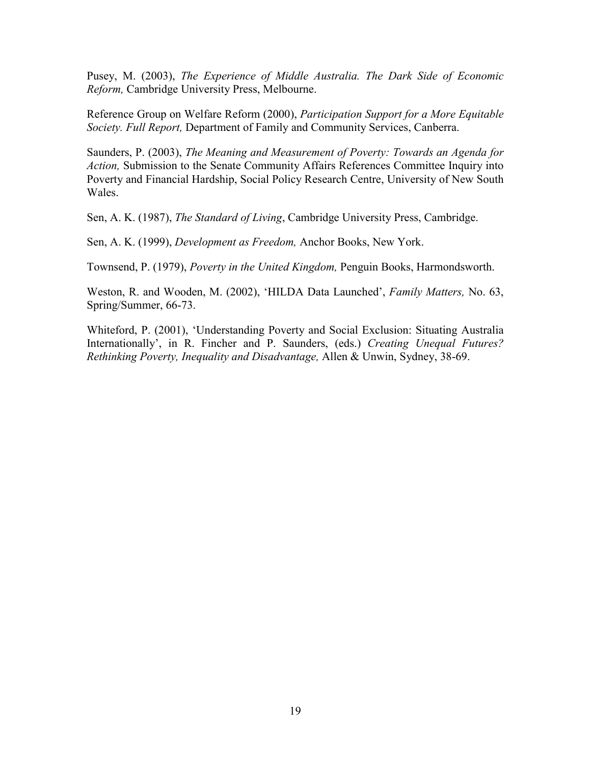Pusey, M. (2003), *The Experience of Middle Australia. The Dark Side of Economic Reform,* Cambridge University Press, Melbourne.

Reference Group on Welfare Reform (2000), *Participation Support for a More Equitable Society. Full Report,* Department of Family and Community Services, Canberra.

Saunders, P. (2003), *The Meaning and Measurement of Poverty: Towards an Agenda for Action,* Submission to the Senate Community Affairs References Committee Inquiry into Poverty and Financial Hardship, Social Policy Research Centre, University of New South Wales.

Sen, A. K. (1987), *The Standard of Living*, Cambridge University Press, Cambridge.

Sen, A. K. (1999), *Development as Freedom,* Anchor Books, New York.

Townsend, P. (1979), *Poverty in the United Kingdom,* Penguin Books, Harmondsworth.

Weston, R. and Wooden, M. (2002), 'HILDA Data Launched', *Family Matters,* No. 63, Spring/Summer, 66-73.

Whiteford, P. (2001), 'Understanding Poverty and Social Exclusion: Situating Australia Internationally', in R. Fincher and P. Saunders, (eds.) *Creating Unequal Futures? Rethinking Poverty, Inequality and Disadvantage,* Allen & Unwin, Sydney, 38-69.